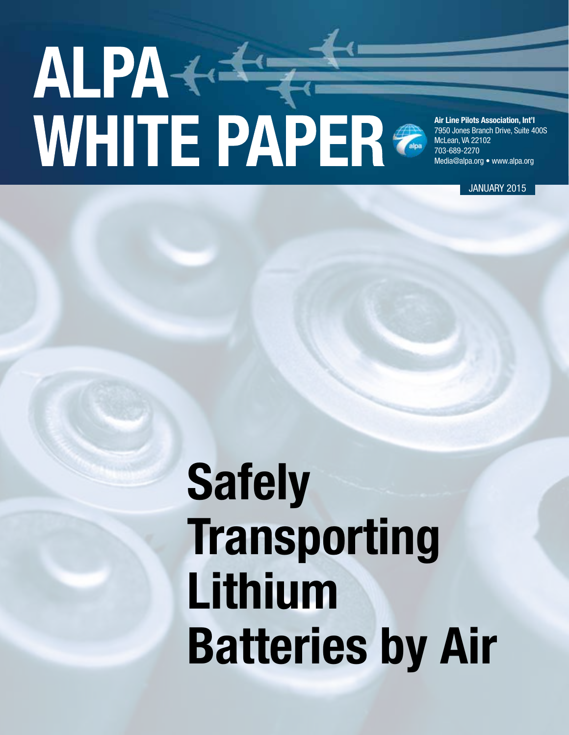# ALPA WHITE PAPER

**Air Line Pilots Association, Int'l**
7950 Jones Branch Drive, Suite 400S
McLean, VA 22102
703-689-2270
Media@alpa.org • www.alpa.org

JANUARY 2015

# Safely Transporting Lithium Batteries by Air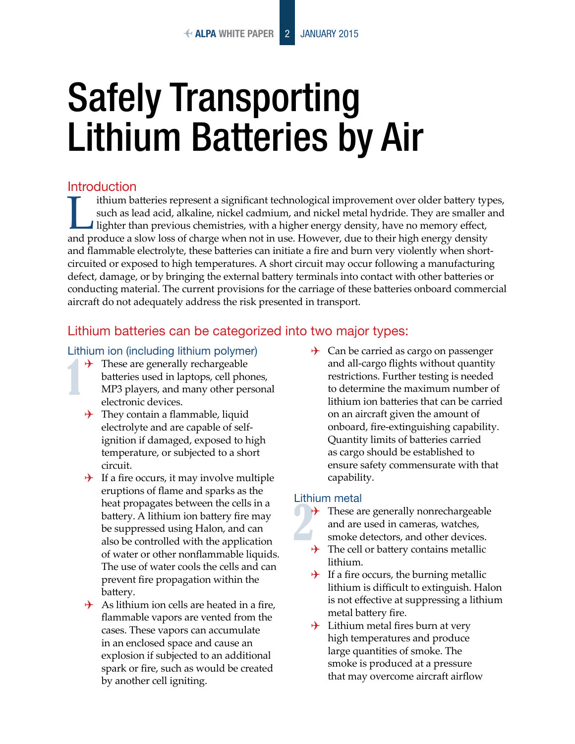# Safely Transporting Lithium Batteries by Air

## Introduction

Lithium batteries represent a significant technological improvement over older battery types, such as lead acid, alkaline, nickel cadmium, and nickel metal hydride. They are smaller and lighter than previous chemistries, with a higher energy density, have no memory effect, and produce a slow loss of charge when not in use. However, due to their high energy density and flammable electrolyte, these batteries can initiate a fire and burn very violently when short-circuited or exposed to high temperatures. A short circuit may occur following a manufacturing defect, damage, or by bringing the external battery terminals into contact with other batteries or conducting material. The current provisions for the carriage of these batteries onboard commercial aircraft do not adequately address the risk presented in transport.

## Lithium batteries can be categorized into two major types:

### 1. Lithium ion (including lithium polymer)

- These are generally rechargeable batteries used in laptops, cell phones, MP3 players, and many other personal electronic devices.
- They contain a flammable, liquid electrolyte and are capable of self-ignition if damaged, exposed to high temperature, or subjected to a short circuit.
- If a fire occurs, it may involve multiple eruptions of flame and sparks as the heat propagates between the cells in a battery. A lithium ion battery fire may be suppressed using Halon, and can also be controlled with the application of water or other nonflammable liquids. The use of water cools the cells and can prevent fire propagation within the battery.
- As lithium ion cells are heated in a fire, flammable vapors are vented from the cases. These vapors can accumulate in an enclosed space and cause an explosion if subjected to an additional spark or fire, such as would be created by another cell igniting.
- Can be carried as cargo on passenger and all-cargo flights without quantity restrictions. Further testing is needed to determine the maximum number of lithium ion batteries that can be carried on an aircraft given the amount of onboard, fire-extinguishing capability. Quantity limits of batteries carried as cargo should be established to ensure safety commensurate with that capability.

### 2. Lithium metal

- These are generally nonrechargeable and are used in cameras, watches, smoke detectors, and other devices.
- The cell or battery contains metallic lithium.
- If a fire occurs, the burning metallic lithium is difficult to extinguish. Halon is not effective at suppressing a lithium metal battery fire.
- Lithium metal fires burn at very high temperatures and produce large quantities of smoke. The smoke is produced at a pressure that may overcome aircraft airflow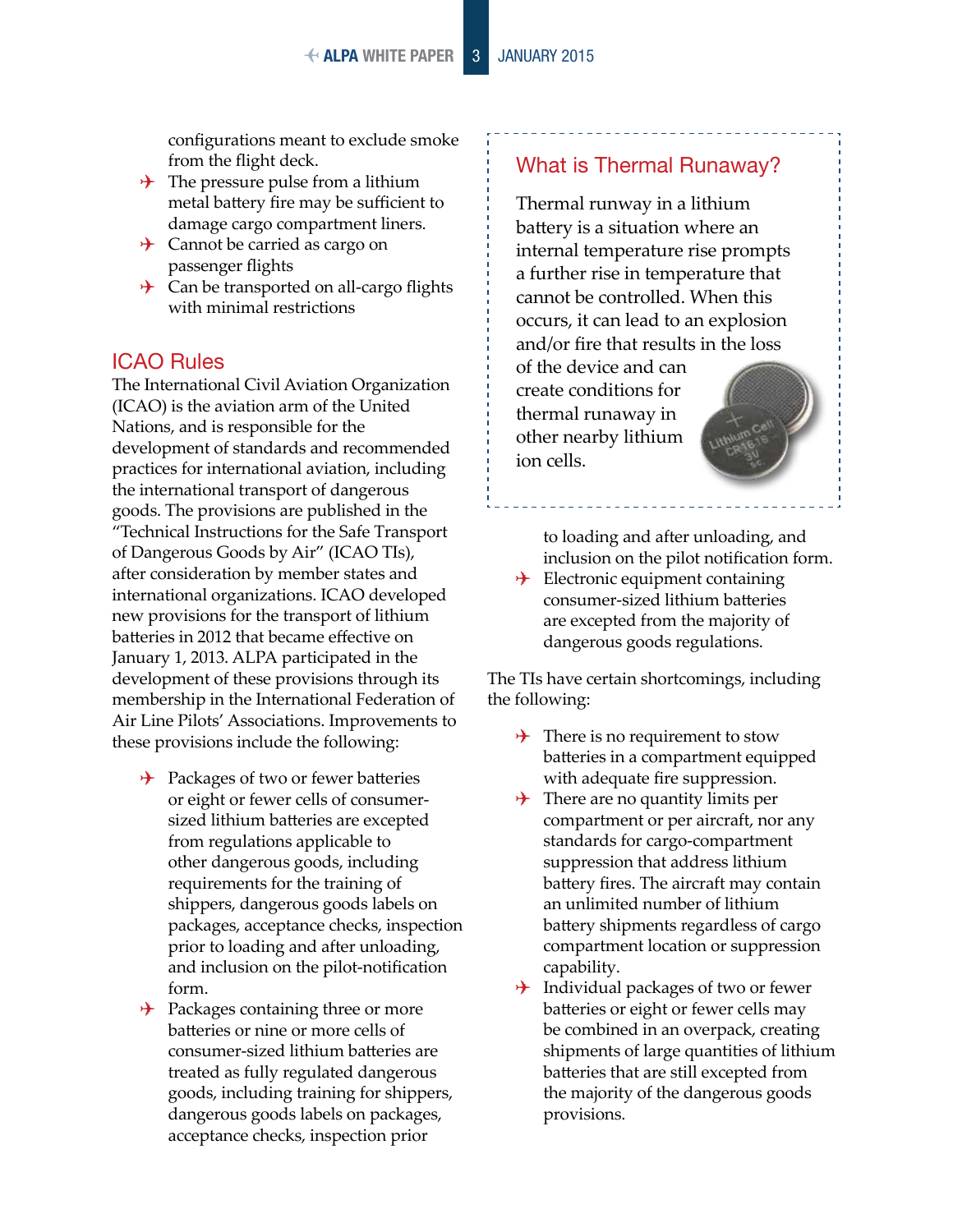configurations meant to exclude smoke from the flight deck.

- The pressure pulse from a lithium metal battery fire may be sufficient to damage cargo compartment liners.
- Cannot be carried as cargo on passenger flights
- Can be transported on all-cargo flights with minimal restrictions

## ICAO Rules

The International Civil Aviation Organization (ICAO) is the aviation arm of the United Nations, and is responsible for the development of standards and recommended practices for international aviation, including the international transport of dangerous goods. The provisions are published in the "Technical Instructions for the Safe Transport of Dangerous Goods by Air" (ICAO TIs), after consideration by member states and international organizations. ICAO developed new provisions for the transport of lithium batteries in 2012 that became effective on January 1, 2013. ALPA participated in the development of these provisions through its membership in the International Federation of Air Line Pilots' Associations. Improvements to these provisions include the following:

- Packages of two or fewer batteries or eight or fewer cells of consumer-sized lithium batteries are excepted from regulations applicable to other dangerous goods, including requirements for the training of shippers, dangerous goods labels on packages, acceptance checks, inspection prior to loading and after unloading, and inclusion on the pilot-notification form.
- Packages containing three or more batteries or nine or more cells of consumer-sized lithium batteries are treated as fully regulated dangerous goods, including training for shippers, dangerous goods labels on packages, acceptance checks, inspection prior to loading and after unloading, and inclusion on the pilot notification form.
- Electronic equipment containing consumer-sized lithium batteries are excepted from the majority of dangerous goods regulations.

The TIs have certain shortcomings, including the following:

- There is no requirement to stow batteries in a compartment equipped with adequate fire suppression.
- There are no quantity limits per compartment or per aircraft, nor any standards for cargo-compartment suppression that address lithium battery fires. The aircraft may contain an unlimited number of lithium battery shipments regardless of cargo compartment location or suppression capability.
- Individual packages of two or fewer batteries or eight or fewer cells may be combined in an overpack, creating shipments of large quantities of lithium batteries that are still excepted from the majority of the dangerous goods provisions.

## What is Thermal Runaway?

Thermal runway in a lithium battery is a situation where an internal temperature rise prompts a further rise in temperature that cannot be controlled. When this occurs, it can lead to an explosion and/or fire that results in the loss of the device and can create conditions for thermal runaway in other nearby lithium ion cells.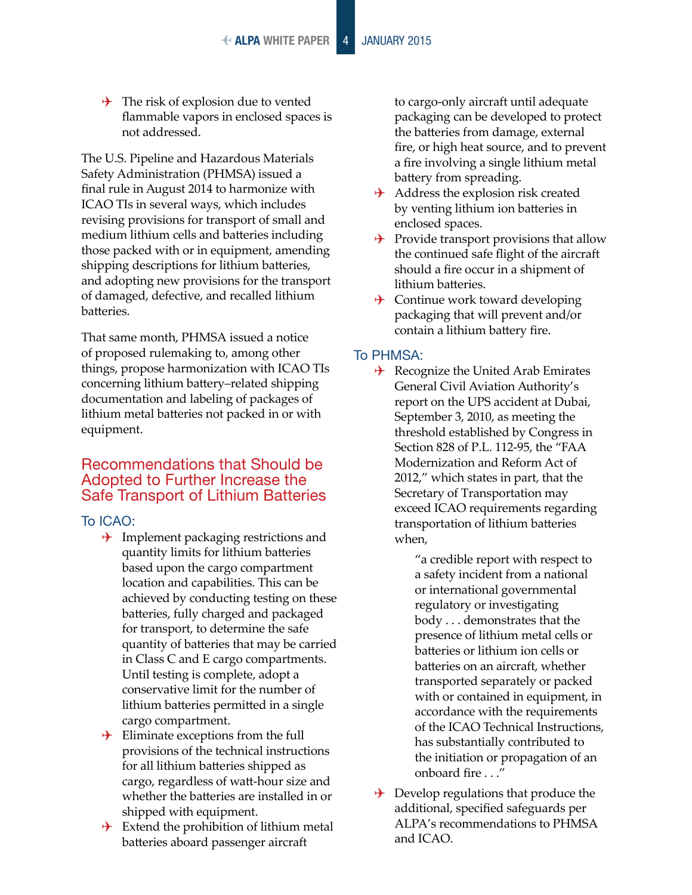- The risk of explosion due to vented flammable vapors in enclosed spaces is not addressed.

The U.S. Pipeline and Hazardous Materials Safety Administration (PHMSA) issued a final rule in August 2014 to harmonize with ICAO TIs in several ways, which includes revising provisions for transport of small and medium lithium cells and batteries including those packed with or in equipment, amending shipping descriptions for lithium batteries, and adopting new provisions for the transport of damaged, defective, and recalled lithium batteries.

That same month, PHMSA issued a notice of proposed rulemaking to, among other things, propose harmonization with ICAO TIs concerning lithium battery–related shipping documentation and labeling of packages of lithium metal batteries not packed in or with equipment.

## Recommendations that Should be Adopted to Further Increase the Safe Transport of Lithium Batteries

### To ICAO:

- Implement packaging restrictions and quantity limits for lithium batteries based upon the cargo compartment location and capabilities. This can be achieved by conducting testing on these batteries, fully charged and packaged for transport, to determine the safe quantity of batteries that may be carried in Class C and E cargo compartments. Until testing is complete, adopt a conservative limit for the number of lithium batteries permitted in a single cargo compartment.
- Eliminate exceptions from the full provisions of the technical instructions for all lithium batteries shipped as cargo, regardless of watt-hour size and whether the batteries are installed in or shipped with equipment.
- Extend the prohibition of lithium metal batteries aboard passenger aircraft to cargo-only aircraft until adequate packaging can be developed to protect the batteries from damage, external fire, or high heat source, and to prevent a fire involving a single lithium metal battery from spreading.
- Address the explosion risk created by venting lithium ion batteries in enclosed spaces.
- Provide transport provisions that allow the continued safe flight of the aircraft should a fire occur in a shipment of lithium batteries.
- Continue work toward developing packaging that will prevent and/or contain a lithium battery fire.

### To PHMSA:

- Recognize the United Arab Emirates General Civil Aviation Authority's report on the UPS accident at Dubai, September 3, 2010, as meeting the threshold established by Congress in Section 828 of P.L. 112-95, the "FAA Modernization and Reform Act of 2012," which states in part, that the Secretary of Transportation may exceed ICAO requirements regarding transportation of lithium batteries when,

  > "a credible report with respect to a safety incident from a national or international governmental regulatory or investigating body . . . demonstrates that the presence of lithium metal cells or batteries or lithium ion cells or batteries on an aircraft, whether transported separately or packed with or contained in equipment, in accordance with the requirements of the ICAO Technical Instructions, has substantially contributed to the initiation or propagation of an onboard fire . . ."

- Develop regulations that produce the additional, specified safeguards per ALPA's recommendations to PHMSA and ICAO.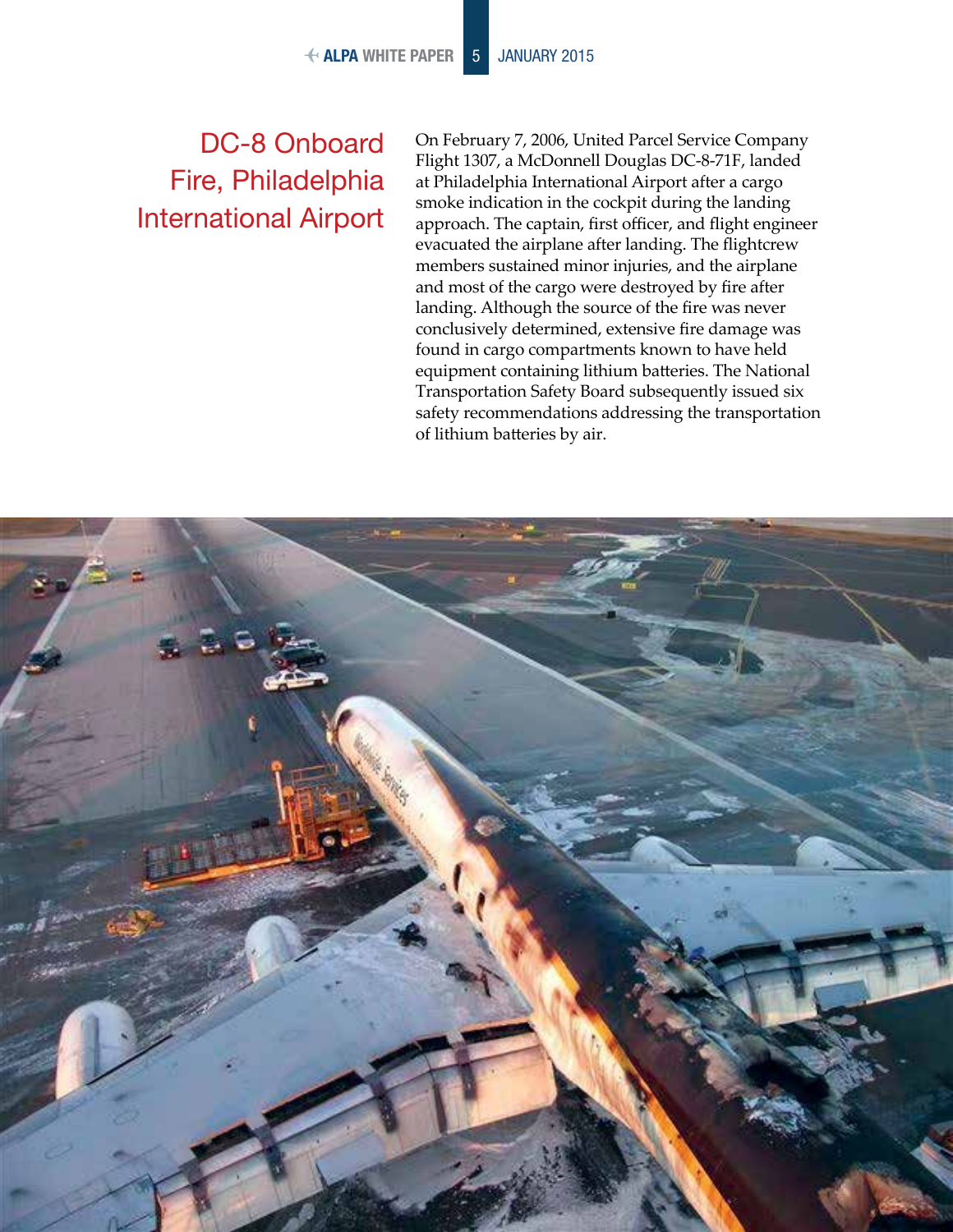## DC-8 Onboard Fire, Philadelphia International Airport

On February 7, 2006, United Parcel Service Company Flight 1307, a McDonnell Douglas DC-8-71F, landed at Philadelphia International Airport after a cargo smoke indication in the cockpit during the landing approach. The captain, first officer, and flight engineer evacuated the airplane after landing. The flightcrew members sustained minor injuries, and the airplane and most of the cargo were destroyed by fire after landing. Although the source of the fire was never conclusively determined, extensive fire damage was found in cargo compartments known to have held equipment containing lithium batteries. The National Transportation Safety Board subsequently issued six safety recommendations addressing the transportation of lithium batteries by air.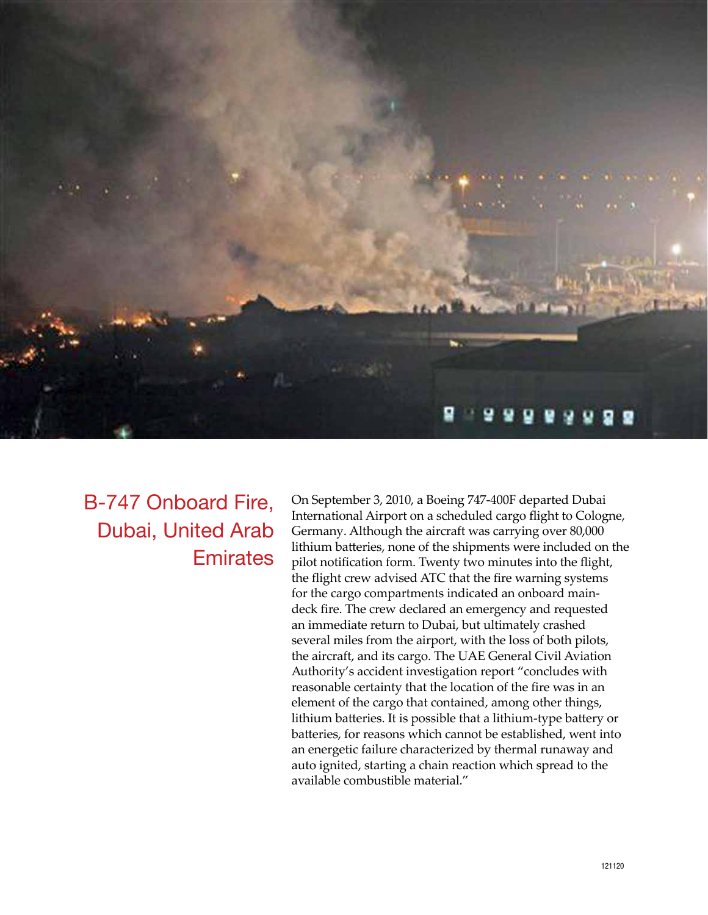## B-747 Onboard Fire, Dubai, United Arab Emirates

On September 3, 2010, a Boeing 747-400F departed Dubai International Airport on a scheduled cargo flight to Cologne, Germany. Although the aircraft was carrying over 80,000 lithium batteries, none of the shipments were included on the pilot notification form. Twenty two minutes into the flight, the flight crew advised ATC that the fire warning systems for the cargo compartments indicated an onboard main-deck fire. The crew declared an emergency and requested an immediate return to Dubai, but ultimately crashed several miles from the airport, with the loss of both pilots, the aircraft, and its cargo. The UAE General Civil Aviation Authority's accident investigation report "concludes with reasonable certainty that the location of the fire was in an element of the cargo that contained, among other things, lithium batteries. It is possible that a lithium-type battery or batteries, for reasons which cannot be established, went into an energetic failure characterized by thermal runaway and auto ignited, starting a chain reaction which spread to the available combustible material."

121120